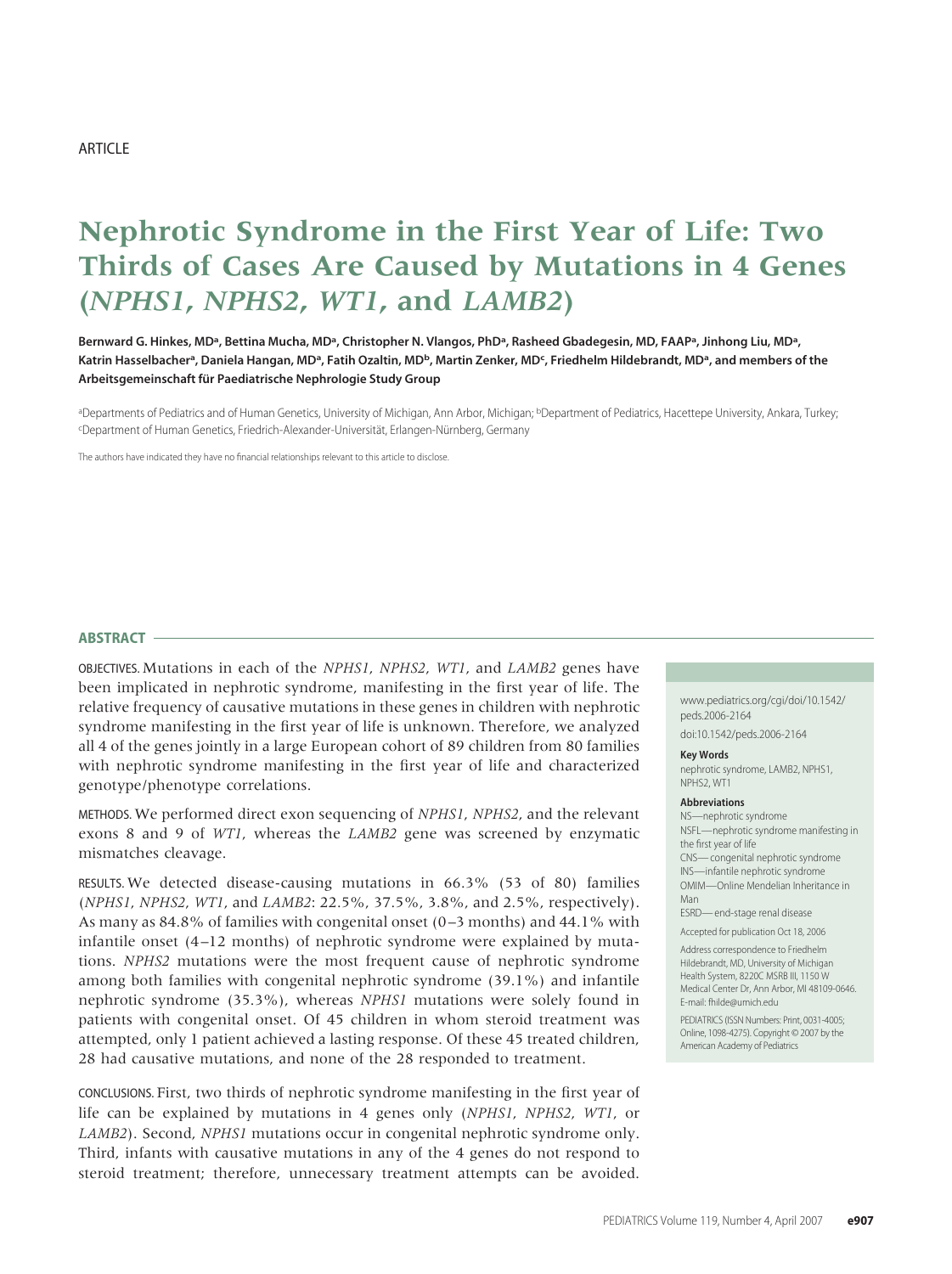ARTICLE

# Nephrotic Syndrome in the First Year of Life: Two Thirds of Cases Are Caused by Mutations in 4 Genes (*NPHS1*, *NPHS2*, *WT1*, and *LAMB2*)

**Bernward G. Hinkes, MD[a], Bettina Mucha, MD[a], Christopher N. Vlangos, PhD[a], Rasheed Gbadegesin, MD, FAAP[a], Jinhong Liu, MD[a], Katrin Hasselbacher[a], Daniela Hangan, MD[a], Fatih Ozaltin, MD[b], Martin Zenker, MD[c], Friedhelm Hildebrandt, MD[a], and members of the Arbeitsgemeinschaft für Paediatrische Nephrologie Study Group**

[a]Departments of Pediatrics and of Human Genetics, University of Michigan, Ann Arbor, Michigan; [b]Department of Pediatrics, Hacettepe University, Ankara, Turkey; [c]Department of Human Genetics, Friedrich-Alexander-Universität, Erlangen-Nürnberg, Germany

The authors have indicated they have no financial relationships relevant to this article to disclose.

## ABSTRACT

OBJECTIVES. Mutations in each of the *NPHS1*, *NPHS2*, *WT1*, and *LAMB2* genes have been implicated in nephrotic syndrome, manifesting in the first year of life. The relative frequency of causative mutations in these genes in children with nephrotic syndrome manifesting in the first year of life is unknown. Therefore, we analyzed all 4 of the genes jointly in a large European cohort of 89 children from 80 families with nephrotic syndrome manifesting in the first year of life and characterized genotype/phenotype correlations.

METHODS. We performed direct exon sequencing of *NPHS1*, *NPHS2*, and the relevant exons 8 and 9 of *WT1*, whereas the *LAMB2* gene was screened by enzymatic mismatches cleavage.

RESULTS. We detected disease-causing mutations in 66.3% (53 of 80) families (*NPHS1*, *NPHS2*, *WT1*, and *LAMB2*: 22.5%, 37.5%, 3.8%, and 2.5%, respectively). As many as 84.8% of families with congenital onset (0–3 months) and 44.1% with infantile onset (4–12 months) of nephrotic syndrome were explained by mutations. *NPHS2* mutations were the most frequent cause of nephrotic syndrome among both families with congenital nephrotic syndrome (39.1%) and infantile nephrotic syndrome (35.3%), whereas *NPHS1* mutations were solely found in patients with congenital onset. Of 45 children in whom steroid treatment was attempted, only 1 patient achieved a lasting response. Of these 45 treated children, 28 had causative mutations, and none of the 28 responded to treatment.

CONCLUSIONS. First, two thirds of nephrotic syndrome manifesting in the first year of life can be explained by mutations in 4 genes only (*NPHS1*, *NPHS2*, *WT1*, or *LAMB2*). Second, *NPHS1* mutations occur in congenital nephrotic syndrome only. Third, infants with causative mutations in any of the 4 genes do not respond to steroid treatment; therefore, unnecessary treatment attempts can be avoided.

www.pediatrics.org/cgi/doi/10.1542/peds.2006-2164

doi:10.1542/peds.2006-2164

**Key Words**

nephrotic syndrome, LAMB2, NPHS1, NPHS2, WT1

**Abbreviations**

NS—nephrotic syndrome
NSFL—nephrotic syndrome manifesting in the first year of life
CNS—congenital nephrotic syndrome
INS—infantile nephrotic syndrome
OMIM—Online Mendelian Inheritance in Man
ESRD—end-stage renal disease

Accepted for publication Oct 18, 2006

Address correspondence to Friedhelm Hildebrandt, MD, University of Michigan Health System, 8220C MSRB III, 1150 W Medical Center Dr, Ann Arbor, MI 48109-0646. E-mail: fhilde@umich.edu

PEDIATRICS (ISSN Numbers: Print, 0031-4005; Online, 1098-4275). Copyright © 2007 by the American Academy of Pediatrics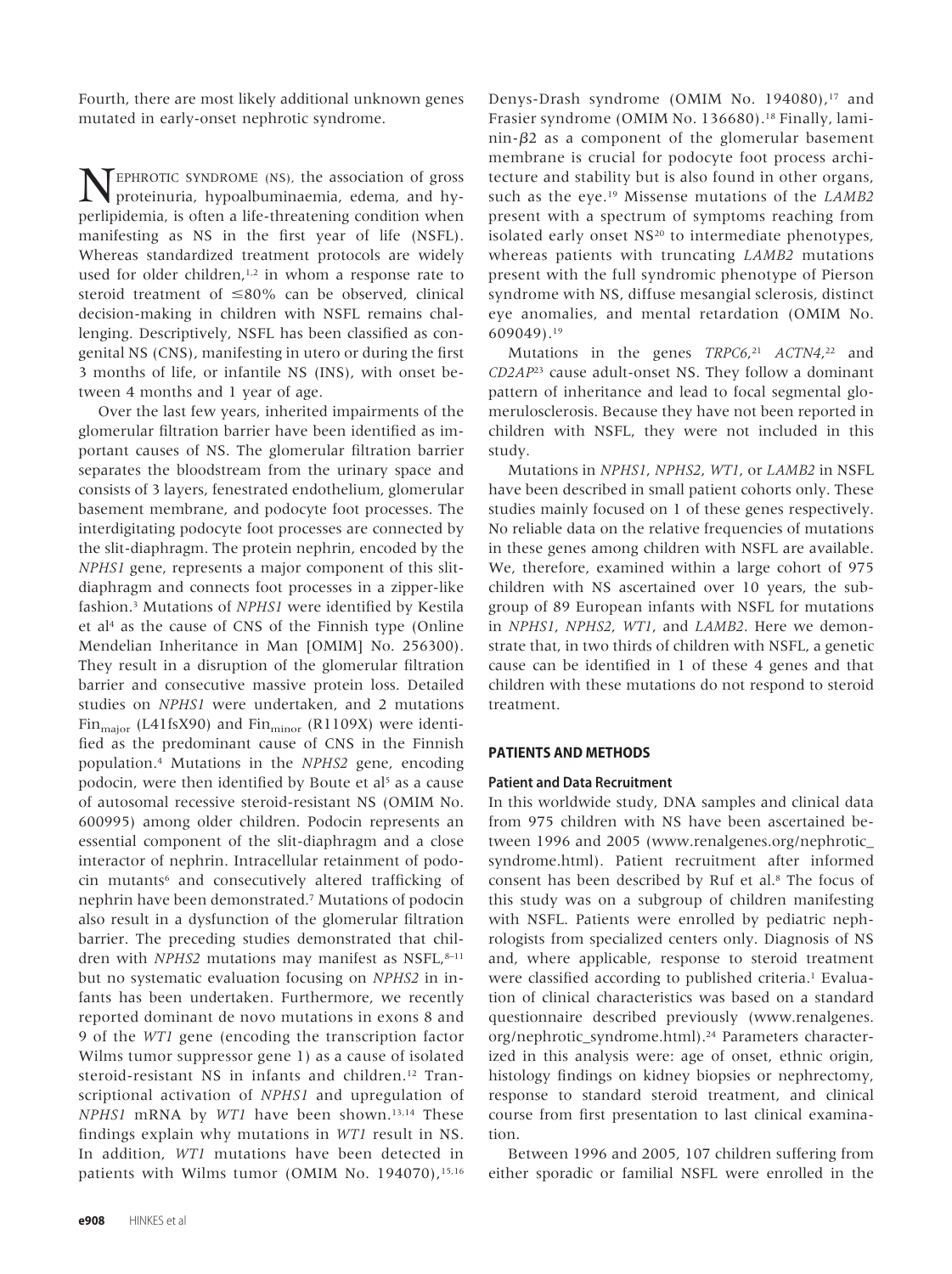Fourth, there are most likely additional unknown genes mutated in early-onset nephrotic syndrome.

NEPHROTIC SYNDROME (NS), the association of gross proteinuria, hypoalbuminaemia, edema, and hyperlipidemia, is often a life-threatening condition when manifesting as NS in the first year of life (NSFL). Whereas standardized treatment protocols are widely used for older children,[1,2] in whom a response rate to steroid treatment of ≤80% can be observed, clinical decision-making in children with NSFL remains challenging. Descriptively, NSFL has been classified as congenital NS (CNS), manifesting in utero or during the first 3 months of life, or infantile NS (INS), with onset between 4 months and 1 year of age.

Over the last few years, inherited impairments of the glomerular filtration barrier have been identified as important causes of NS. The glomerular filtration barrier separates the bloodstream from the urinary space and consists of 3 layers, fenestrated endothelium, glomerular basement membrane, and podocyte foot processes. The interdigitating podocyte foot processes are connected by the slit-diaphragm. The protein nephrin, encoded by the *NPHS1* gene, represents a major component of this slit-diaphragm and connects foot processes in a zipper-like fashion.[3] Mutations of *NPHS1* were identified by Kestila et al[4] as the cause of CNS of the Finnish type (Online Mendelian Inheritance in Man [OMIM] No. 256300). They result in a disruption of the glomerular filtration barrier and consecutive massive protein loss. Detailed studies on *NPHS1* were undertaken, and 2 mutations $Fin_{major}$ (L41fsX90) and $Fin_{minor}$ (R1109X) were identified as the predominant cause of CNS in the Finnish population.[4] Mutations in the *NPHS2* gene, encoding podocin, were then identified by Boute et al[5] as a cause of autosomal recessive steroid-resistant NS (OMIM No. 600995) among older children. Podocin represents an essential component of the slit-diaphragm and a close interactor of nephrin. Intracellular retainment of podocin mutants[6] and consecutively altered trafficking of nephrin have been demonstrated.[7] Mutations of podocin also result in a dysfunction of the glomerular filtration barrier. The preceding studies demonstrated that children with *NPHS2* mutations may manifest as NSFL,[8–11] but no systematic evaluation focusing on *NPHS2* in infants has been undertaken. Furthermore, we recently reported dominant de novo mutations in exons 8 and 9 of the *WT1* gene (encoding the transcription factor Wilms tumor suppressor gene 1) as a cause of isolated steroid-resistant NS in infants and children.[12] Transcriptional activation of *NPHS1* and upregulation of *NPHS1* mRNA by *WT1* have been shown.[13,14] These findings explain why mutations in *WT1* result in NS. In addition, *WT1* mutations have been detected in patients with Wilms tumor (OMIM No. 194070),[15,16] Denys-Drash syndrome (OMIM No. 194080),[17] and Frasier syndrome (OMIM No. 136680).[18] Finally, laminin-β2 as a component of the glomerular basement membrane is crucial for podocyte foot process architecture and stability but is also found in other organs, such as the eye.[19] Missense mutations of the *LAMB2* present with a spectrum of symptoms reaching from isolated early onset NS[20] to intermediate phenotypes, whereas patients with truncating *LAMB2* mutations present with the full syndromic phenotype of Pierson syndrome with NS, diffuse mesangial sclerosis, distinct eye anomalies, and mental retardation (OMIM No. 609049).[19]

Mutations in the genes *TRPC6*,[21] *ACTN4*,[22] and *CD2AP*[23] cause adult-onset NS. They follow a dominant pattern of inheritance and lead to focal segmental glomerulosclerosis. Because they have not been reported in children with NSFL, they were not included in this study.

Mutations in *NPHS1*, *NPHS2*, *WT1*, or *LAMB2* in NSFL have been described in small patient cohorts only. These studies mainly focused on 1 of these genes respectively. No reliable data on the relative frequencies of mutations in these genes among children with NSFL are available. We, therefore, examined within a large cohort of 975 children with NS ascertained over 10 years, the subgroup of 89 European infants with NSFL for mutations in *NPHS1*, *NPHS2*, *WT1*, and *LAMB2*. Here we demonstrate that, in two thirds of children with NSFL, a genetic cause can be identified in 1 of these 4 genes and that children with these mutations do not respond to steroid treatment.

## PATIENTS AND METHODS

### Patient and Data Recruitment

In this worldwide study, DNA samples and clinical data from 975 children with NS have been ascertained between 1996 and 2005 (www.renalgenes.org/nephrotic_syndrome.html). Patient recruitment after informed consent has been described by Ruf et al.[8] The focus of this study was on a subgroup of children manifesting with NSFL. Patients were enrolled by pediatric nephrologists from specialized centers only. Diagnosis of NS and, where applicable, response to steroid treatment were classified according to published criteria.[1] Evaluation of clinical characteristics was based on a standard questionnaire described previously (www.renalgenes.org/nephrotic_syndrome.html).[24] Parameters characterized in this analysis were: age of onset, ethnic origin, histology findings on kidney biopsies or nephrectomy, response to standard steroid treatment, and clinical course from first presentation to last clinical examination.

Between 1996 and 2005, 107 children suffering from either sporadic or familial NSFL were enrolled in the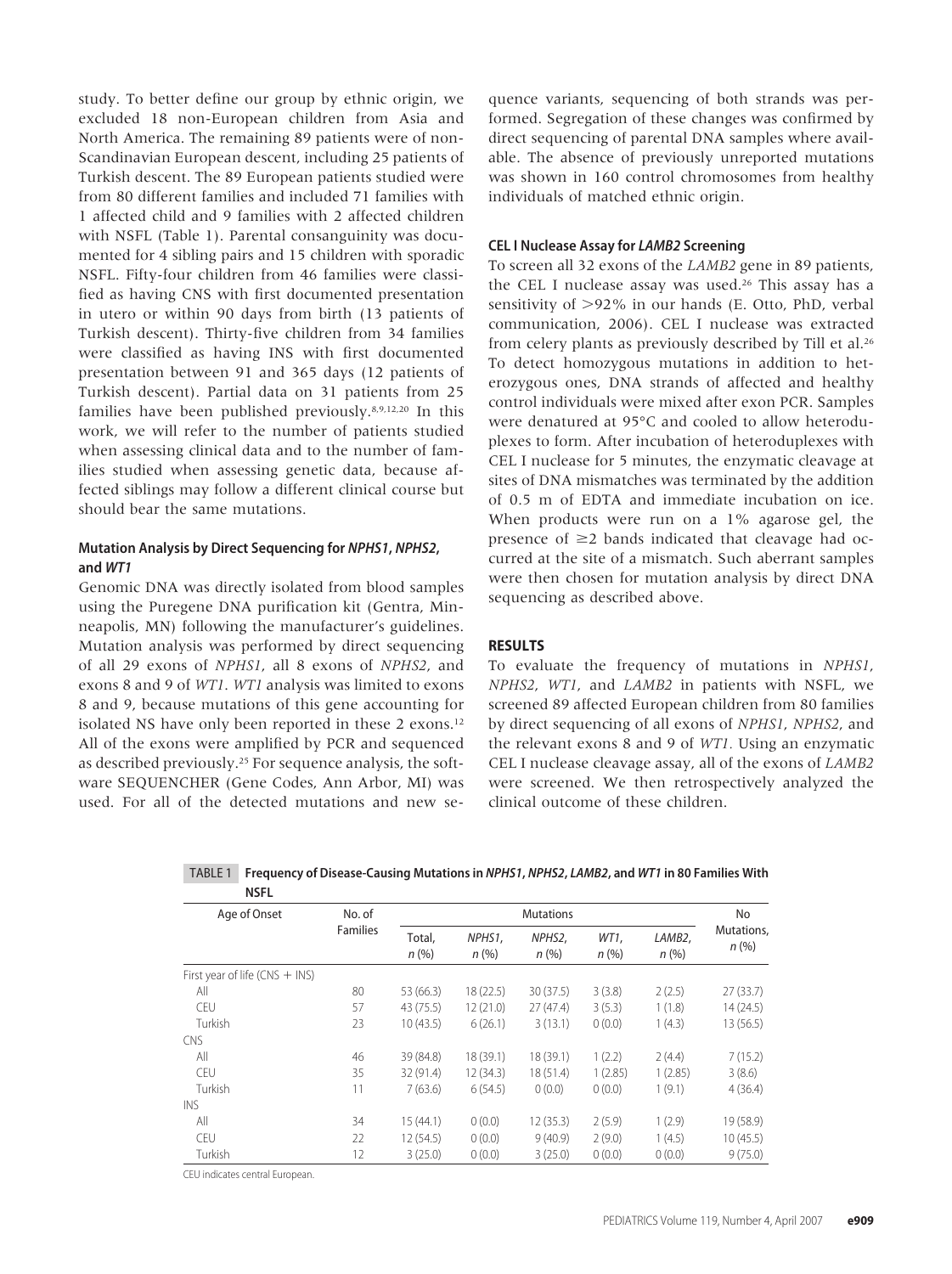study. To better define our group by ethnic origin, we excluded 18 non-European children from Asia and North America. The remaining 89 patients were of non-Scandinavian European descent, including 25 patients of Turkish descent. The 89 European patients studied were from 80 different families and included 71 families with 1 affected child and 9 families with 2 affected children with NSFL (Table 1). Parental consanguinity was documented for 4 sibling pairs and 15 children with sporadic NSFL. Fifty-four children from 46 families were classified as having CNS with first documented presentation in utero or within 90 days from birth (13 patients of Turkish descent). Thirty-five children from 34 families were classified as having INS with first documented presentation between 91 and 365 days (12 patients of Turkish descent). Partial data on 31 patients from 25 families have been published previously.[8,9,12,20] In this work, we will refer to the number of patients studied when assessing clinical data and to the number of families studied when assessing genetic data, because affected siblings may follow a different clinical course but should bear the same mutations.

### Mutation Analysis by Direct Sequencing for *NPHS1*, *NPHS2*, and *WT1*

Genomic DNA was directly isolated from blood samples using the Puregene DNA purification kit (Gentra, Minneapolis, MN) following the manufacturer's guidelines. Mutation analysis was performed by direct sequencing of all 29 exons of *NPHS1*, all 8 exons of *NPHS2*, and exons 8 and 9 of *WT1*. *WT1* analysis was limited to exons 8 and 9, because mutations of this gene accounting for isolated NS have only been reported in these 2 exons.[12] All of the exons were amplified by PCR and sequenced as described previously.[25] For sequence analysis, the software SEQUENCHER (Gene Codes, Ann Arbor, MI) was used. For all of the detected mutations and new sequence variants, sequencing of both strands was performed. Segregation of these changes was confirmed by direct sequencing of parental DNA samples where available. The absence of previously unreported mutations was shown in 160 control chromosomes from healthy individuals of matched ethnic origin.

### CEL I Nuclease Assay for *LAMB2* Screening

To screen all 32 exons of the *LAMB2* gene in 89 patients, the CEL I nuclease assay was used.[26] This assay has a sensitivity of >92% in our hands (E. Otto, PhD, verbal communication, 2006). CEL I nuclease was extracted from celery plants as previously described by Till et al.[26] To detect homozygous mutations in addition to heterozygous ones, DNA strands of affected and healthy control individuals were mixed after exon PCR. Samples were denatured at 95°C and cooled to allow heteroduplexes to form. After incubation of heteroduplexes with CEL I nuclease for 5 minutes, the enzymatic cleavage at sites of DNA mismatches was terminated by the addition of 0.5 m of EDTA and immediate incubation on ice. When products were run on a 1% agarose gel, the presence of ≥2 bands indicated that cleavage had occurred at the site of a mismatch. Such aberrant samples were then chosen for mutation analysis by direct DNA sequencing as described above.

## RESULTS

To evaluate the frequency of mutations in *NPHS1*, *NPHS2*, *WT1*, and *LAMB2* in patients with NSFL, we screened 89 affected European children from 80 families by direct sequencing of all exons of *NPHS1*, *NPHS2*, and the relevant exons 8 and 9 of *WT1*. Using an enzymatic CEL I nuclease cleavage assay, all of the exons of *LAMB2* were screened. We then retrospectively analyzed the clinical outcome of these children.

TABLE 1 **Frequency of Disease-Causing Mutations in *NPHS1*, *NPHS2*, *LAMB2*, and *WT1* in 80 Families With NSFL**

| Age of Onset | No. of Families | Mutations | | | | | No Mutations, n (%) |
|---|---|---|---|---|---|---|---|
| | | Total, n (%) | *NPHS1*, n (%) | *NPHS2*, n (%) | *WT1*, n (%) | *LAMB2*, n (%) | |
| First year of life (CNS + INS) | | | | | | | |
| All | 80 | 53 (66.3) | 18 (22.5) | 30 (37.5) | 3 (3.8) | 2 (2.5) | 27 (33.7) |
| CEU | 57 | 43 (75.5) | 12 (21.0) | 27 (47.4) | 3 (5.3) | 1 (1.8) | 14 (24.5) |
| Turkish | 23 | 10 (43.5) | 6 (26.1) | 3 (13.1) | 0 (0.0) | 1 (4.3) | 13 (56.5) |
| CNS | | | | | | | |
| All | 46 | 39 (84.8) | 18 (39.1) | 18 (39.1) | 1 (2.2) | 2 (4.4) | 7 (15.2) |
| CEU | 35 | 32 (91.4) | 12 (34.3) | 18 (51.4) | 1 (2.85) | 1 (2.85) | 3 (8.6) |
| Turkish | 11 | 7 (63.6) | 6 (54.5) | 0 (0.0) | 0 (0.0) | 1 (9.1) | 4 (36.4) |
| INS | | | | | | | |
| All | 34 | 15 (44.1) | 0 (0.0) | 12 (35.3) | 2 (5.9) | 1 (2.9) | 19 (58.9) |
| CEU | 22 | 12 (54.5) | 0 (0.0) | 9 (40.9) | 2 (9.0) | 1 (4.5) | 10 (45.5) |
| Turkish | 12 | 3 (25.0) | 0 (0.0) | 3 (25.0) | 0 (0.0) | 0 (0.0) | 9 (75.0) |

CEU indicates central European.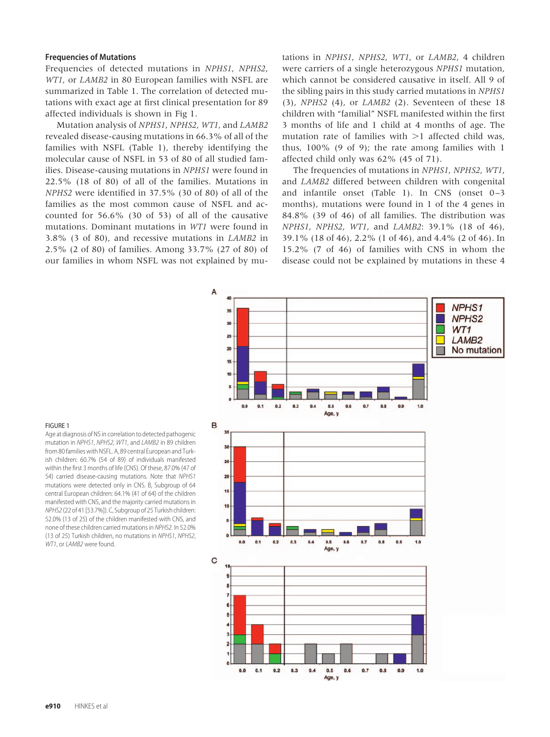### Frequencies of Mutations

Frequencies of detected mutations in *NPHS1*, *NPHS2*, *WT1*, or *LAMB2* in 80 European families with NSFL are summarized in Table 1. The correlation of detected mutations with exact age at first clinical presentation for 89 affected individuals is shown in Fig 1.

Mutation analysis of *NPHS1*, *NPHS2*, *WT1*, and *LAMB2* revealed disease-causing mutations in 66.3% of all of the families with NSFL (Table 1), thereby identifying the molecular cause of NSFL in 53 of 80 of all studied families. Disease-causing mutations in *NPHS1* were found in 22.5% (18 of 80) of all of the families. Mutations in *NPHS2* were identified in 37.5% (30 of 80) of all of the families as the most common cause of NSFL and accounted for 56.6% (30 of 53) of all of the causative mutations. Dominant mutations in *WT1* were found in 3.8% (3 of 80), and recessive mutations in *LAMB2* in 2.5% (2 of 80) of families. Among 33.7% (27 of 80) of our families in whom NSFL was not explained by mutations in *NPHS1*, *NPHS2*, *WT1*, or *LAMB2*, 4 children were carriers of a single heterozygous *NPHS1* mutation, which cannot be considered causative in itself. All 9 of the sibling pairs in this study carried mutations in *NPHS1* (3), *NPHS2* (4), or *LAMB2* (2). Seventeen of these 18 children with "familial" NSFL manifested within the first 3 months of life and 1 child at 4 months of age. The mutation rate of families with >1 affected child was, thus, 100% (9 of 9); the rate among families with 1 affected child only was 62% (45 of 71).

The frequencies of mutations in *NPHS1*, *NPHS2*, *WT1*, and *LAMB2* differed between children with congenital and infantile onset (Table 1). In CNS (onset 0–3 months), mutations were found in 1 of the 4 genes in 84.8% (39 of 46) of all families. The distribution was *NPHS1*, *NPHS2*, *WT1*, and *LAMB2*: 39.1% (18 of 46), 39.1% (18 of 46), 2.2% (1 of 46), and 4.4% (2 of 46). In 15.2% (7 of 46) of families with CNS in whom the disease could not be explained by mutations in these 4

FIGURE 1

Age at diagnosis of NS in correlation to detected pathogenic mutation in *NPHS1*, *NPHS2*, *WT1*, and *LAMB2* in 89 children from 80 families with NSFL. A, 89 central European and Turkish children: 60.7% (54 of 89) of individuals manifested within the first 3 months of life (CNS). Of these, 87.0% (47 of 54) carried disease-causing mutations. Note that *NPHS1* mutations were detected only in CNS. B, Subgroup of 64 central European children: 64.1% (41 of 64) of the children manifested with CNS, and the majority carried mutations in *NPHS2* (22 of 41 [53.7%]). C, Subgroup of 25 Turkish children: 52.0% (13 of 25) of the children manifested with CNS, and none of these children carried mutations in *NPHS2*. In 52.0% (13 of 25) Turkish children, no mutations in *NPHS1*, *NPHS2*, *WT1*, or *LAMB2* were found.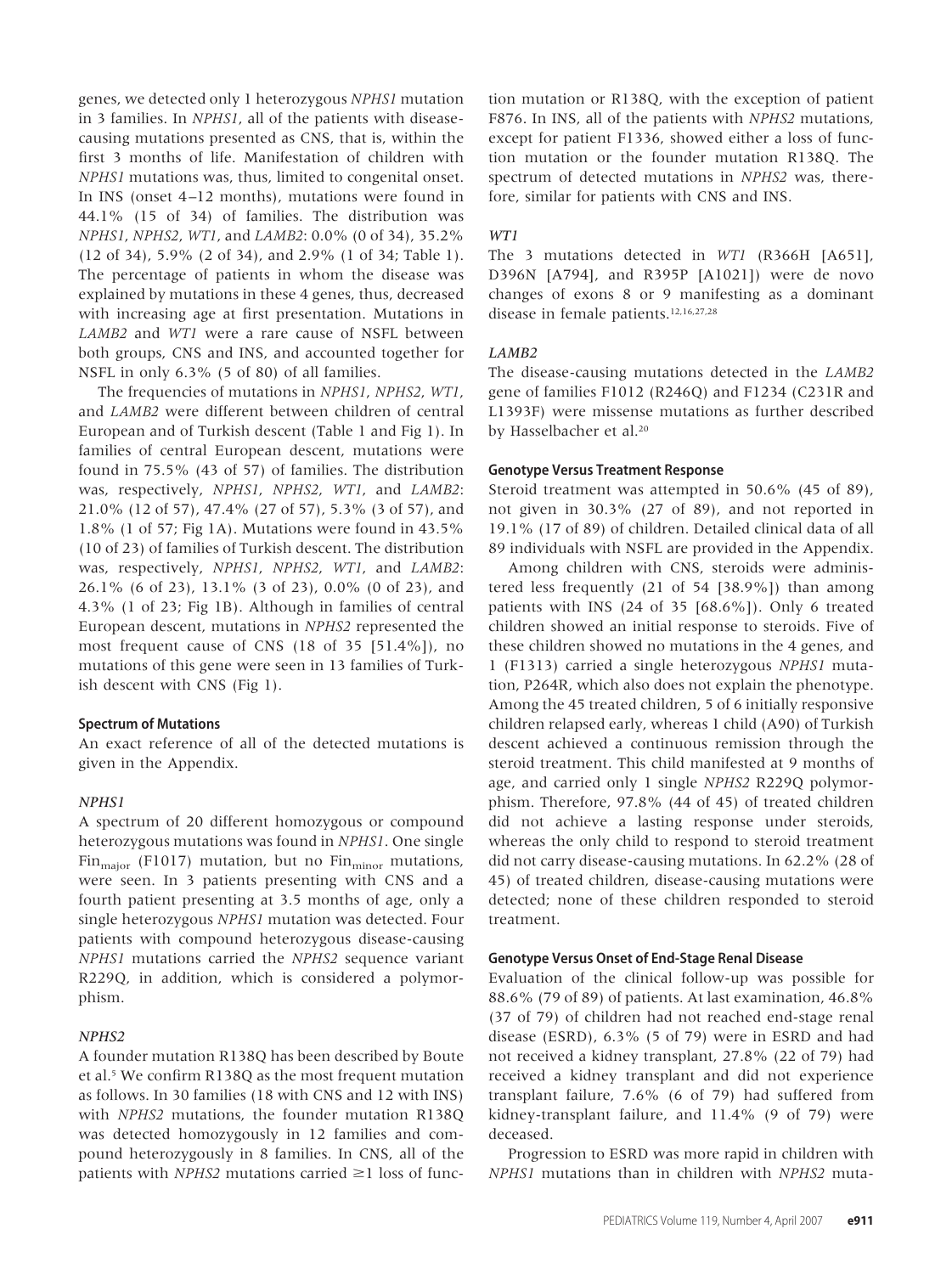genes, we detected only 1 heterozygous *NPHS1* mutation in 3 families. In *NPHS1*, all of the patients with disease-causing mutations presented as CNS, that is, within the first 3 months of life. Manifestation of children with *NPHS1* mutations was, thus, limited to congenital onset. In INS (onset 4–12 months), mutations were found in 44.1% (15 of 34) of families. The distribution was *NPHS1*, *NPHS2*, *WT1*, and *LAMB2*: 0.0% (0 of 34), 35.2% (12 of 34), 5.9% (2 of 34), and 2.9% (1 of 34; Table 1). The percentage of patients in whom the disease was explained by mutations in these 4 genes, thus, decreased with increasing age at first presentation. Mutations in *LAMB2* and *WT1* were a rare cause of NSFL between both groups, CNS and INS, and accounted together for NSFL in only 6.3% (5 of 80) of all families.

The frequencies of mutations in *NPHS1*, *NPHS2*, *WT1*, and *LAMB2* were different between children of central European and of Turkish descent (Table 1 and Fig 1). In families of central European descent, mutations were found in 75.5% (43 of 57) of families. The distribution was, respectively, *NPHS1*, *NPHS2*, *WT1*, and *LAMB2*: 21.0% (12 of 57), 47.4% (27 of 57), 5.3% (3 of 57), and 1.8% (1 of 57; Fig 1A). Mutations were found in 43.5% (10 of 23) of families of Turkish descent. The distribution was, respectively, *NPHS1*, *NPHS2*, *WT1*, and *LAMB2*: 26.1% (6 of 23), 13.1% (3 of 23), 0.0% (0 of 23), and 4.3% (1 of 23; Fig 1B). Although in families of central European descent, mutations in *NPHS2* represented the most frequent cause of CNS (18 of 35 [51.4%]), no mutations of this gene were seen in 13 families of Turkish descent with CNS (Fig 1).

#### Spectrum of Mutations

An exact reference of all of the detected mutations is given in the Appendix.

##### *NPHS1*

A spectrum of 20 different homozygous or compound heterozygous mutations was found in *NPHS1*. One single $\text{Fin}_{\text{major}}$ (F1017) mutation, but no $\text{Fin}_{\text{minor}}$ mutations, were seen. In 3 patients presenting with CNS and a fourth patient presenting at 3.5 months of age, only a single heterozygous *NPHS1* mutation was detected. Four patients with compound heterozygous disease-causing *NPHS1* mutations carried the *NPHS2* sequence variant R229Q, in addition, which is considered a polymorphism.

##### *NPHS2*

A founder mutation R138Q has been described by Boute et al.[5] We confirm R138Q as the most frequent mutation as follows. In 30 families (18 with CNS and 12 with INS) with *NPHS2* mutations, the founder mutation R138Q was detected homozygously in 12 families and compound heterozygously in 8 families. In CNS, all of the patients with *NPHS2* mutations carried ≥1 loss of function mutation or R138Q, with the exception of patient F876. In INS, all of the patients with *NPHS2* mutations, except for patient F1336, showed either a loss of function mutation or the founder mutation R138Q. The spectrum of detected mutations in *NPHS2* was, therefore, similar for patients with CNS and INS.

##### *WT1*

The 3 mutations detected in *WT1* (R366H [A651], D396N [A794], and R395P [A1021]) were de novo changes of exons 8 or 9 manifesting as a dominant disease in female patients.[12,16,27,28]

##### *LAMB2*

The disease-causing mutations detected in the *LAMB2* gene of families F1012 (R246Q) and F1234 (C231R and L1393F) were missense mutations as further described by Hasselbacher et al.[20]

#### Genotype Versus Treatment Response

Steroid treatment was attempted in 50.6% (45 of 89), not given in 30.3% (27 of 89), and not reported in 19.1% (17 of 89) of children. Detailed clinical data of all 89 individuals with NSFL are provided in the Appendix.

Among children with CNS, steroids were administered less frequently (21 of 54 [38.9%]) than among patients with INS (24 of 35 [68.6%]). Only 6 treated children showed an initial response to steroids. Five of these children showed no mutations in the 4 genes, and 1 (F1313) carried a single heterozygous *NPHS1* mutation, P264R, which also does not explain the phenotype. Among the 45 treated children, 5 of 6 initially responsive children relapsed early, whereas 1 child (A90) of Turkish descent achieved a continuous remission through the steroid treatment. This child manifested at 9 months of age, and carried only 1 single *NPHS2* R229Q polymorphism. Therefore, 97.8% (44 of 45) of treated children did not achieve a lasting response under steroids, whereas the only child to respond to steroid treatment did not carry disease-causing mutations. In 62.2% (28 of 45) of treated children, disease-causing mutations were detected; none of these children responded to steroid treatment.

#### Genotype Versus Onset of End-Stage Renal Disease

Evaluation of the clinical follow-up was possible for 88.6% (79 of 89) of patients. At last examination, 46.8% (37 of 79) of children had not reached end-stage renal disease (ESRD), 6.3% (5 of 79) were in ESRD and had not received a kidney transplant, 27.8% (22 of 79) had received a kidney transplant and did not experience transplant failure, 7.6% (6 of 79) had suffered from kidney-transplant failure, and 11.4% (9 of 79) were deceased.

Progression to ESRD was more rapid in children with *NPHS1* mutations than in children with *NPHS2* muta-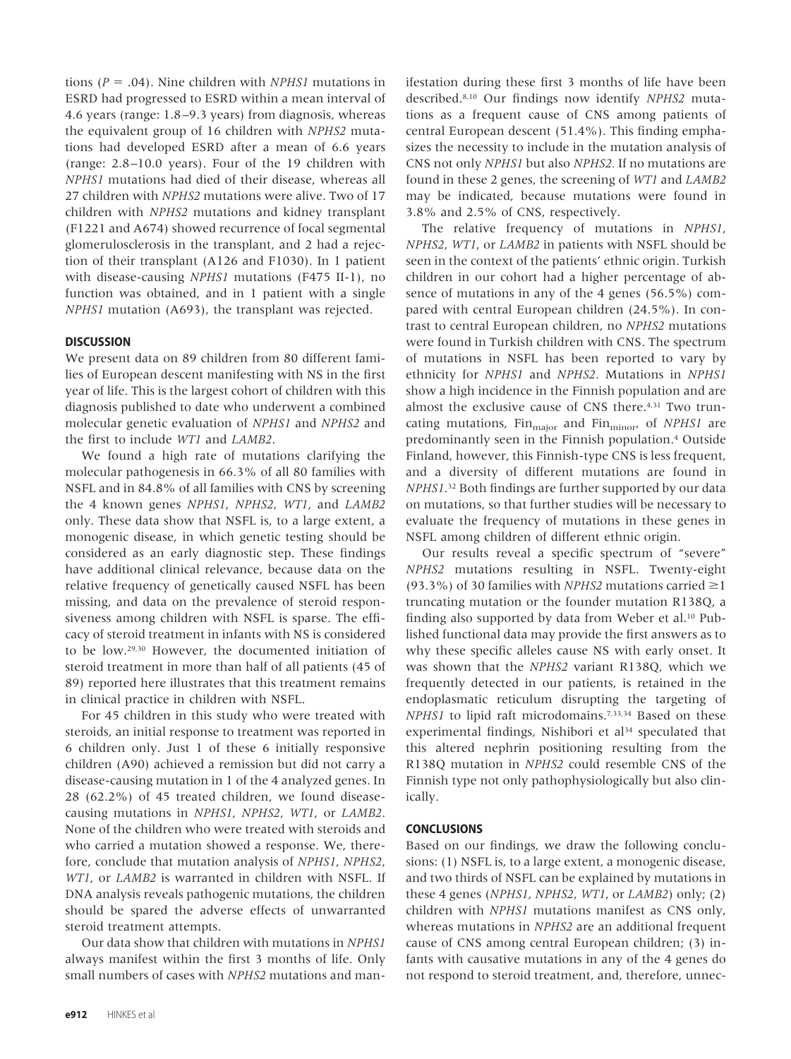tions ($P = .04$). Nine children with *NPHS1* mutations in ESRD had progressed to ESRD within a mean interval of 4.6 years (range: 1.8–9.3 years) from diagnosis, whereas the equivalent group of 16 children with *NPHS2* mutations had developed ESRD after a mean of 6.6 years (range: 2.8–10.0 years). Four of the 19 children with *NPHS1* mutations had died of their disease, whereas all 27 children with *NPHS2* mutations were alive. Two of 17 children with *NPHS2* mutations and kidney transplant (F1221 and A674) showed recurrence of focal segmental glomerulosclerosis in the transplant, and 2 had a rejection of their transplant (A126 and F1030). In 1 patient with disease-causing *NPHS1* mutations (F475 II-1), no function was obtained, and in 1 patient with a single *NPHS1* mutation (A693), the transplant was rejected.

## DISCUSSION

We present data on 89 children from 80 different families of European descent manifesting with NS in the first year of life. This is the largest cohort of children with this diagnosis published to date who underwent a combined molecular genetic evaluation of *NPHS1* and *NPHS2* and the first to include *WT1* and *LAMB2*.

We found a high rate of mutations clarifying the molecular pathogenesis in 66.3% of all 80 families with NSFL and in 84.8% of all families with CNS by screening the 4 known genes *NPHS1*, *NPHS2*, *WT1*, and *LAMB2* only. These data show that NSFL is, to a large extent, a monogenic disease, in which genetic testing should be considered as an early diagnostic step. These findings have additional clinical relevance, because data on the relative frequency of genetically caused NSFL has been missing, and data on the prevalence of steroid responsiveness among children with NSFL is sparse. The efficacy of steroid treatment in infants with NS is considered to be low.[29,30] However, the documented initiation of steroid treatment in more than half of all patients (45 of 89) reported here illustrates that this treatment remains in clinical practice in children with NSFL.

For 45 children in this study who were treated with steroids, an initial response to treatment was reported in 6 children only. Just 1 of these 6 initially responsive children (A90) achieved a remission but did not carry a disease-causing mutation in 1 of the 4 analyzed genes. In 28 (62.2%) of 45 treated children, we found disease-causing mutations in *NPHS1*, *NPHS2*, *WT1*, or *LAMB2*. None of the children who were treated with steroids and who carried a mutation showed a response. We, therefore, conclude that mutation analysis of *NPHS1*, *NPHS2*, *WT1*, or *LAMB2* is warranted in children with NSFL. If DNA analysis reveals pathogenic mutations, the children should be spared the adverse effects of unwarranted steroid treatment attempts.

Our data show that children with mutations in *NPHS1* always manifest within the first 3 months of life. Only small numbers of cases with *NPHS2* mutations and manifestation during these first 3 months of life have been described.[8,10] Our findings now identify *NPHS2* mutations as a frequent cause of CNS among patients of central European descent (51.4%). This finding emphasizes the necessity to include in the mutation analysis of CNS not only *NPHS1* but also *NPHS2*. If no mutations are found in these 2 genes, the screening of *WT1* and *LAMB2* may be indicated, because mutations were found in 3.8% and 2.5% of CNS, respectively.

The relative frequency of mutations in *NPHS1*, *NPHS2*, *WT1*, or *LAMB2* in patients with NSFL should be seen in the context of the patients' ethnic origin. Turkish children in our cohort had a higher percentage of absence of mutations in any of the 4 genes (56.5%) compared with central European children (24.5%). In contrast to central European children, no *NPHS2* mutations were found in Turkish children with CNS. The spectrum of mutations in NSFL has been reported to vary by ethnicity for *NPHS1* and *NPHS2*. Mutations in *NPHS1* show a high incidence in the Finnish population and are almost the exclusive cause of CNS there.[4,31] Two truncating mutations, $\text{Fin}_{\text{major}}$ and $\text{Fin}_{\text{minor}}$, of *NPHS1* are predominantly seen in the Finnish population.[4] Outside Finland, however, this Finnish-type CNS is less frequent, and a diversity of different mutations are found in *NPHS1*.[32] Both findings are further supported by our data on mutations, so that further studies will be necessary to evaluate the frequency of mutations in these genes in NSFL among children of different ethnic origin.

Our results reveal a specific spectrum of "severe" *NPHS2* mutations resulting in NSFL. Twenty-eight (93.3%) of 30 families with *NPHS2* mutations carried $\geq$1 truncating mutation or the founder mutation R138Q, a finding also supported by data from Weber et al.[10] Published functional data may provide the first answers as to why these specific alleles cause NS with early onset. It was shown that the *NPHS2* variant R138Q, which we frequently detected in our patients, is retained in the endoplasmatic reticulum disrupting the targeting of *NPHS1* to lipid raft microdomains.[7,33,34] Based on these experimental findings, Nishibori et al[34] speculated that this altered nephrin positioning resulting from the R138Q mutation in *NPHS2* could resemble CNS of the Finnish type not only pathophysiologically but also clinically.

## CONCLUSIONS

Based on our findings, we draw the following conclusions: (1) NSFL is, to a large extent, a monogenic disease, and two thirds of NSFL can be explained by mutations in these 4 genes (*NPHS1*, *NPHS2*, *WT1*, or *LAMB2*) only; (2) children with *NPHS1* mutations manifest as CNS only, whereas mutations in *NPHS2* are an additional frequent cause of CNS among central European children; (3) infants with causative mutations in any of the 4 genes do not respond to steroid treatment, and, therefore, unnec-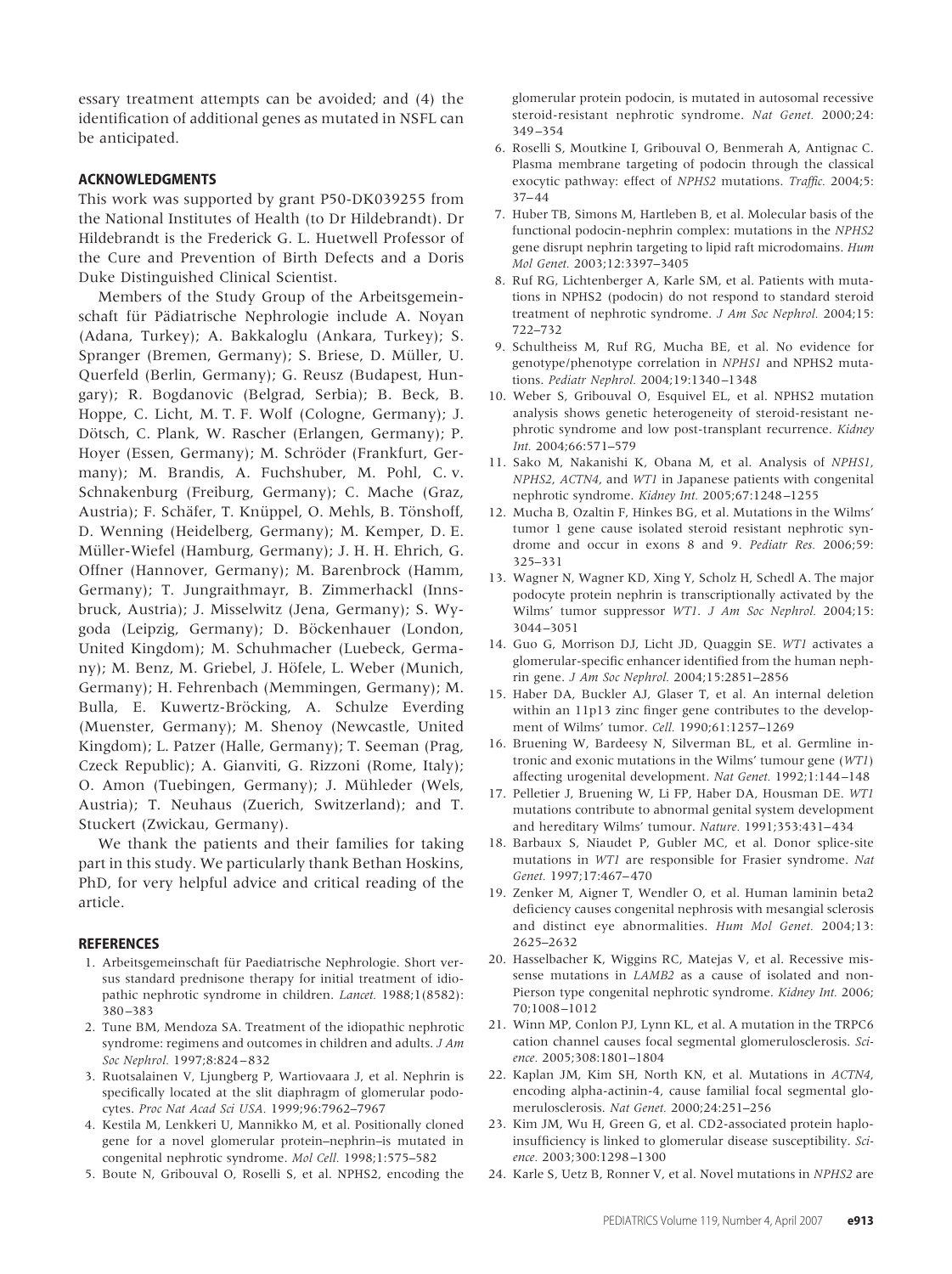essary treatment attempts can be avoided; and (4) the identification of additional genes as mutated in NSFL can be anticipated.

## ACKNOWLEDGMENTS

This work was supported by grant P50-DK039255 from the National Institutes of Health (to Dr Hildebrandt). Dr Hildebrandt is the Frederick G. L. Huetwell Professor of the Cure and Prevention of Birth Defects and a Doris Duke Distinguished Clinical Scientist.

Members of the Study Group of the Arbeitsgemeinschaft für Pädiatrische Nephrologie include A. Noyan (Adana, Turkey); A. Bakkaloglu (Ankara, Turkey); S. Spranger (Bremen, Germany); S. Briese, D. Müller, U. Querfeld (Berlin, Germany); G. Reusz (Budapest, Hungary); R. Bogdanovic (Belgrad, Serbia); B. Beck, B. Hoppe, C. Licht, M. T. F. Wolf (Cologne, Germany); J. Dötsch, C. Plank, W. Rascher (Erlangen, Germany); P. Hoyer (Essen, Germany); M. Schröder (Frankfurt, Germany); M. Brandis, A. Fuchshuber, M. Pohl, C. v. Schnakenburg (Freiburg, Germany); C. Mache (Graz, Austria); F. Schäfer, T. Knüppel, O. Mehls, B. Tönshoff, D. Wenning (Heidelberg, Germany); M. Kemper, D. E. Müller-Wiefel (Hamburg, Germany); J. H. H. Ehrich, G. Offner (Hannover, Germany); M. Barenbrock (Hamm, Germany); T. Jungraithmayr, B. Zimmerhackl (Innsbruck, Austria); J. Misselwitz (Jena, Germany); S. Wygoda (Leipzig, Germany); D. Böckenhauer (London, United Kingdom); M. Schuhmacher (Luebeck, Germany); M. Benz, M. Griebel, J. Höfele, L. Weber (Munich, Germany); H. Fehrenbach (Memmingen, Germany); M. Bulla, E. Kuwertz-Bröcking, A. Schulze Everding (Muenster, Germany); M. Shenoy (Newcastle, United Kingdom); L. Patzer (Halle, Germany); T. Seeman (Prag, Czeck Republic); A. Gianviti, G. Rizzoni (Rome, Italy); O. Amon (Tuebingen, Germany); J. Mühleder (Wels, Austria); T. Neuhaus (Zuerich, Switzerland); and T. Stuckert (Zwickau, Germany).

We thank the patients and their families for taking part in this study. We particularly thank Bethan Hoskins, PhD, for very helpful advice and critical reading of the article.

## REFERENCES

1. Arbeitsgemeinschaft für Paediatrische Nephrologie. Short versus standard prednisone therapy for initial treatment of idiopathic nephrotic syndrome in children. *Lancet.* 1988;1(8582): 380–383
2. Tune BM, Mendoza SA. Treatment of the idiopathic nephrotic syndrome: regimens and outcomes in children and adults. *J Am Soc Nephrol.* 1997;8:824–832
3. Ruotsalainen V, Ljungberg P, Wartiovaara J, et al. Nephrin is specifically located at the slit diaphragm of glomerular podocytes. *Proc Nat Acad Sci USA.* 1999;96:7962–7967
4. Kestila M, Lenkkeri U, Mannikko M, et al. Positionally cloned gene for a novel glomerular protein–nephrin–is mutated in congenital nephrotic syndrome. *Mol Cell.* 1998;1:575–582
5. Boute N, Gribouval O, Roselli S, et al. NPHS2, encoding the glomerular protein podocin, is mutated in autosomal recessive steroid-resistant nephrotic syndrome. *Nat Genet.* 2000;24: 349–354
6. Roselli S, Moutkine I, Gribouval O, Benmerah A, Antignac C. Plasma membrane targeting of podocin through the classical exocytic pathway: effect of *NPHS2* mutations. *Traffic.* 2004;5: 37–44
7. Huber TB, Simons M, Hartleben B, et al. Molecular basis of the functional podocin-nephrin complex: mutations in the *NPHS2* gene disrupt nephrin targeting to lipid raft microdomains. *Hum Mol Genet.* 2003;12:3397–3405
8. Ruf RG, Lichtenberger A, Karle SM, et al. Patients with mutations in NPHS2 (podocin) do not respond to standard steroid treatment of nephrotic syndrome. *J Am Soc Nephrol.* 2004;15: 722–732
9. Schultheiss M, Ruf RG, Mucha BE, et al. No evidence for genotype/phenotype correlation in *NPHS1* and NPHS2 mutations. *Pediatr Nephrol.* 2004;19:1340–1348
10. Weber S, Gribouval O, Esquivel EL, et al. NPHS2 mutation analysis shows genetic heterogeneity of steroid-resistant nephrotic syndrome and low post-transplant recurrence. *Kidney Int.* 2004;66:571–579
11. Sako M, Nakanishi K, Obana M, et al. Analysis of *NPHS1*, *NPHS2*, *ACTN4*, and *WT1* in Japanese patients with congenital nephrotic syndrome. *Kidney Int.* 2005;67:1248–1255
12. Mucha B, Ozaltin F, Hinkes BG, et al. Mutations in the Wilms' tumor 1 gene cause isolated steroid resistant nephrotic syndrome and occur in exons 8 and 9. *Pediatr Res.* 2006;59: 325–331
13. Wagner N, Wagner KD, Xing Y, Scholz H, Schedl A. The major podocyte protein nephrin is transcriptionally activated by the Wilms' tumor suppressor *WT1*. *J Am Soc Nephrol.* 2004;15: 3044–3051
14. Guo G, Morrison DJ, Licht JD, Quaggin SE. *WT1* activates a glomerular-specific enhancer identified from the human nephrin gene. *J Am Soc Nephrol.* 2004;15:2851–2856
15. Haber DA, Buckler AJ, Glaser T, et al. An internal deletion within an 11p13 zinc finger gene contributes to the development of Wilms' tumor. *Cell.* 1990;61:1257–1269
16. Bruening W, Bardeesy N, Silverman BL, et al. Germline intronic and exonic mutations in the Wilms' tumour gene (*WT1*) affecting urogenital development. *Nat Genet.* 1992;1:144–148
17. Pelletier J, Bruening W, Li FP, Haber DA, Housman DE. *WT1* mutations contribute to abnormal genital system development and hereditary Wilms' tumour. *Nature.* 1991;353:431–434
18. Barbaux S, Niaudet P, Gubler MC, et al. Donor splice-site mutations in *WT1* are responsible for Frasier syndrome. *Nat Genet.* 1997;17:467–470
19. Zenker M, Aigner T, Wendler O, et al. Human laminin beta2 deficiency causes congenital nephrosis with mesangial sclerosis and distinct eye abnormalities. *Hum Mol Genet.* 2004;13: 2625–2632
20. Hasselbacher K, Wiggins RC, Matejas V, et al. Recessive missense mutations in *LAMB2* as a cause of isolated and non-Pierson type congenital nephrotic syndrome. *Kidney Int.* 2006; 70;1008–1012
21. Winn MP, Conlon PJ, Lynn KL, et al. A mutation in the TRPC6 cation channel causes focal segmental glomerulosclerosis. *Science.* 2005;308:1801–1804
22. Kaplan JM, Kim SH, North KN, et al. Mutations in *ACTN4*, encoding alpha-actinin-4, cause familial focal segmental glomerulosclerosis. *Nat Genet.* 2000;24:251–256
23. Kim JM, Wu H, Green G, et al. CD2-associated protein haploinsufficiency is linked to glomerular disease susceptibility. *Science.* 2003;300:1298–1300
24. Karle S, Uetz B, Ronner V, et al. Novel mutations in *NPHS2* are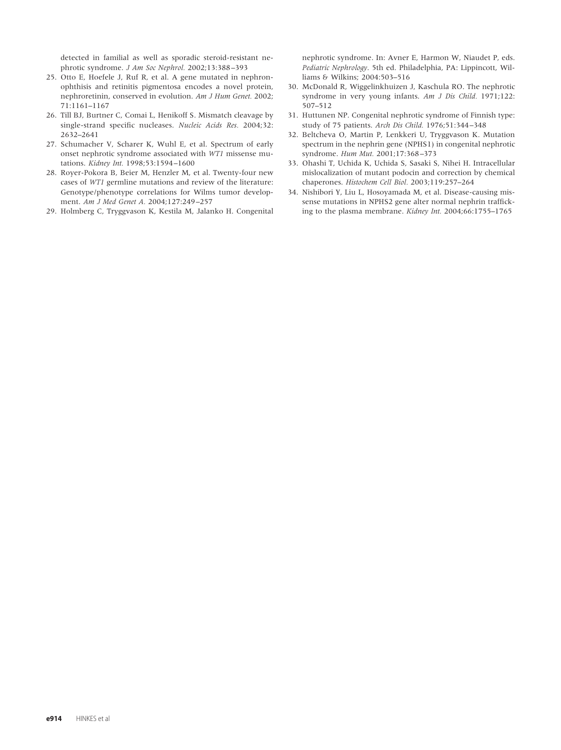detected in familial as well as sporadic steroid-resistant nephrotic syndrome. *J Am Soc Nephrol.* 2002;13:388–393

25. Otto E, Hoefele J, Ruf R, et al. A gene mutated in nephronophthisis and retinitis pigmentosa encodes a novel protein, nephroretinin, conserved in evolution. *Am J Hum Genet.* 2002; 71:1161–1167
26. Till BJ, Burtner C, Comai L, Henikoff S. Mismatch cleavage by single-strand specific nucleases. *Nucleic Acids Res.* 2004;32: 2632–2641
27. Schumacher V, Scharer K, Wuhl E, et al. Spectrum of early onset nephrotic syndrome associated with *WT1* missense mutations. *Kidney Int.* 1998;53:1594–1600
28. Royer-Pokora B, Beier M, Henzler M, et al. Twenty-four new cases of *WT1* germline mutations and review of the literature: Genotype/phenotype correlations for Wilms tumor development. *Am J Med Genet A.* 2004;127:249–257
29. Holmberg C, Tryggvason K, Kestila M, Jalanko H. Congenital nephrotic syndrome. In: Avner E, Harmon W, Niaudet P, eds. *Pediatric Nephrology*. 5th ed. Philadelphia, PA: Lippincott, Williams & Wilkins; 2004:503–516
30. McDonald R, Wiggelinkhuizen J, Kaschula RO. The nephrotic syndrome in very young infants. *Am J Dis Child.* 1971;122: 507–512
31. Huttunen NP. Congenital nephrotic syndrome of Finnish type: study of 75 patients. *Arch Dis Child.* 1976;51:344–348
32. Beltcheva O, Martin P, Lenkkeri U, Tryggvason K. Mutation spectrum in the nephrin gene (NPHS1) in congenital nephrotic syndrome. *Hum Mut.* 2001;17:368–373
33. Ohashi T, Uchida K, Uchida S, Sasaki S, Nihei H. Intracellular mislocalization of mutant podocin and correction by chemical chaperones. *Histochem Cell Biol.* 2003;119:257–264
34. Nishibori Y, Liu L, Hosoyamada M, et al. Disease-causing missense mutations in NPHS2 gene alter normal nephrin trafficking to the plasma membrane. *Kidney Int.* 2004;66:1755–1765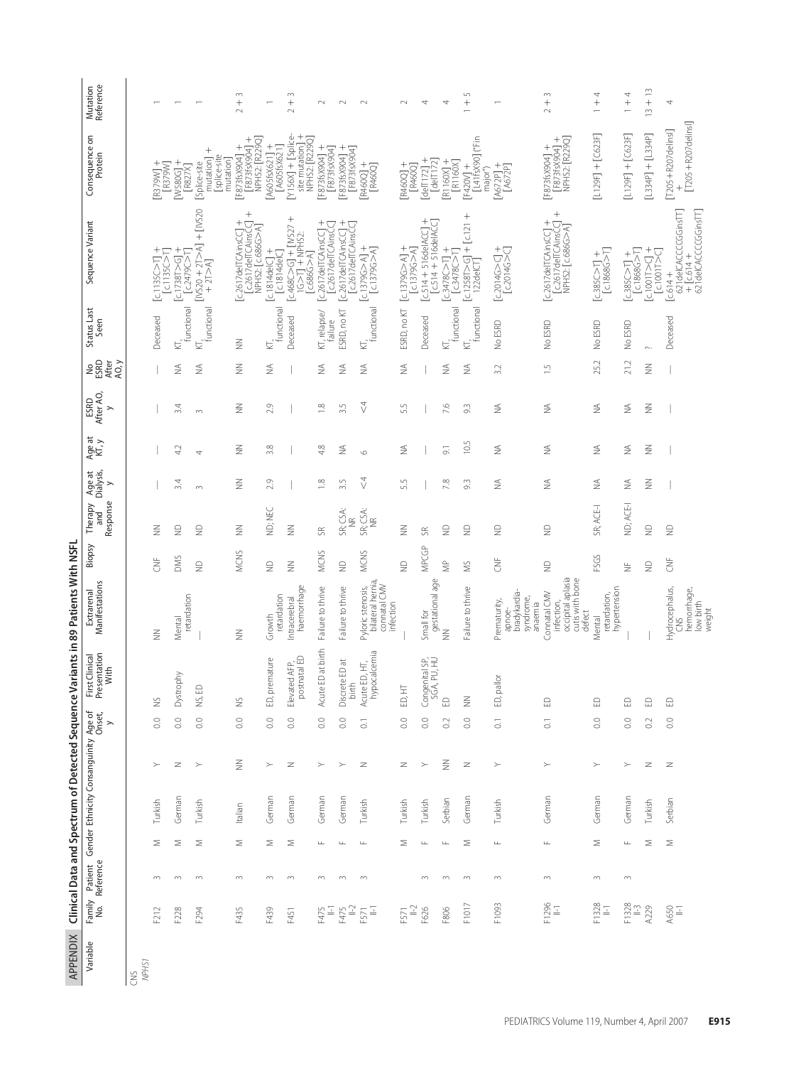APPENDIX Clinical Data and Spectrum of Detected Sequence Variants in 89 Patients With NSFL

| Variable | Family No. | Patient Reference | Gender | Ethnicity | Consanguinity | Age of Onset, y | First Clinical Presentation With | Extrarenal Manifestations | Biopsy | Therapy and Response | Age at Dialysis, y | Age at KT, y | ESRD After AO, y | No ESRD After AO, y | Status Last Seen | Sequence Variant | Consequence on Protein | Mutation Reference |
|---|---|---|---|---|---|---|---|---|---|---|---|---|---|---|---|---|---|---|
| CNS | | | | | | | | | | | | | | | | | | |
| *NPHS1* | | | | | | | | | | | | | | | | | | |
| | F212 | 3 | M | Turkish | Y | 0.0 | NS | NN | CNF | NN | — | — | — | — | Deceased | [c.1135C>T] + [c.1135C>T] | [R379W] + [R379W] | 1 |
| | F228 | 3 | M | German | N | 0.0 | Dystrophy | Mental retardation | DMS | ND | 3.4 | 4.2 | 3.4 | NA | KT, functional | [c.1738T>G] + [c.2479C>T] | [W580G] + [R827X] | 1 |
| | F294 | 3 | M | Turkish | Y | 0.0 | NS, ED | — | ND | ND | 3 | 4 | 3 | NA | KT, functional | [IVS20 + 2T>A] + [IVS20 + 2T>A] | [Splice-site mutation] + [splice-site mutation] | 1 |
| | F435 | 3 | M | Italian | NN | 0.0 | NS | NN | MCNS | NN | NN | NN | NN | NN | NN | [c.2617delTCAinsCC] + [c.2617delTCAinsCC] + *NPHS2*: [c.686G>A] | [F873fsX904] + [F873fsX904] + NPHS2: [R229Q] | 2 + 3 |
| | F439 | 3 | M | German | Y | 0.0 | ED, premature | Growth retardation | ND | ND; NEC | 2.9 | 3.8 | 2.9 | NA | KT, functional | [c.1814delC] + [c.1814delC] | [A605fsX621] + [A605fsX621] | 1 |
| | F451 | 3 | M | German | N | 0.0 | Elevated AFP, postnatal ED | Intracerebral haemorrhage | NN | NN | — | — | — | — | Deceased | [c.468C>G] + [IVS27 + 1G>T] + *NPHS2*: [c.686G>A] | [Y156X] + [Splice-site mutation] + NPHS2: [R229Q] | 2 + 3 |
| | F475 II-1 | 3 | F | German | Y | 0.0 | Acute ED at birth | Failure to thrive | MCNS | SR | 1.8 | 4.8 | 1.8 | NA | KT, relapse/failure | [c.2617delTCAinsCC] + [c.2617delTCAinsCC] | [F873fsX904] + [F873fsX904] | 2 |
| | F475 II-2 | 3 | F | German | Y | 0.0 | Discrete ED at birth | Failure to thrive | ND | SR; CSA: NR | 3.5 | NA | 3.5 | NA | ESRD, no KT | [c.2617delTCAinsCC] + [c.2617delTCAinsCC] | [F873fsX904] + [F873fsX904] | 2 |
| | F571 II-1 | 3 | F | Turkish | N | 0.1 | Acute ED, HT, hypocalcemia | Pyloric stenosis, bilateral hernia, connatal CMV infection | MCNS | SR; CSA: NR | <4 | 6 | <4 | NA | KT, functional | [c.1379G>A] + [c.1379G>A] | [R460Q] + [R460Q] | 2 |
| | F571 II-2 | | M | Turkish | N | 0.0 | ED, HT | — | ND | NN | 5.5 | NA | 5.5 | NA | ESRD, no KT | [c.1379G>A] + [c.1379G>A] | [R460Q] + [R460Q] | 2 |
| | F626 | 3 | F | Turkish | Y | 0.0 | Congenital SP, SGA, PU, HU | Small for gestational age | MPGGP | SR | — | — | — | — | Deceased | [c.514 + 516delACC] + [c.514 + 516delACC] | [delT172] + [delT172] | 4 |
| | F806 | 3 | F | Serbian | NN | 0.2 | ED | NN | MP | ND | 7.8 | 9.1 | 7.6 | NA | KT, functional | [c.3478C>T] + [c.3478C>T] | [R1160X] + [R1160X] | 4 |
| | F1017 | 3 | M | German | N | 0.0 | NN | Failure to thrive | MS | ND | 9.3 | 10.5 | 9.3 | NA | KT, functional | [c.1258T>G] + [c.121 + 122delCT] | [F420V] + [L41fsX90] ("Fin major") | 1 + 5 |
| | F1093 | 3 | F | Turkish | Y | 0.1 | ED, pallor | Prematurity, apnoe-bradykardia-syndrome, anaemia | CNF | ND | NA | NA | NA | 3.2 | No ESRD | [c.2014G>C] + [c.2014G>C] | [A672P] + [A672P] | 1 |
| | F1296 II-1 | 3 | F | German | Y | 0.1 | ED | Connatal CMV infection, occipital aplasia cutis with bone defect | ND | ND | NA | NA | NA | 1.5 | No ESRD | [c.2617delTCAinsCC] + [c.2617delTCAinsCC] + *NPHS2*: [c.686G>A] | [F873fsX904] + [F873fsX904] + NPHS2: [R229Q] | 2 + 3 |
| | F1328 II-1 | 3 | M | German | Y | 0.0 | ED | Mental retardation, hypertension | FSGS | SR; ACE-I | NA | NA | NA | 25.2 | No ESRD | [c.385C>T] + [c.1868G>T] | [L129F] + [C623F] | 1 + 4 |
| | F1328 II-3 | 3 | F | German | Y | 0.0 | ED | — | NF | ND; ACE-I | NA | NA | NA | 21.2 | No ESRD | [c.385C>T] + [c.1868G>T] | [L129F] + [C623F] | 1 + 4 |
| | A229 | | M | Turkish | N | 0.2 | ED | — | ND | ND | NN | NN | NN | NN | ? | [c.1001T>C] + [c.1001T>C] | [L334P] + [L334P] | 13 + 13 |
| | A650 II-1 | | M | Serbian | N | 0.0 | ED | Hydrocephalus, CNS hemorrhage, low birth weight | CNF | ND | — | — | — | — | Deceased | [c.614 + 621delCACCCCGGinsTT] + [c.614 + 621delCACCCCGGinsTT] | [T205 + R207delins] + [T205 + R207delins] | 4 |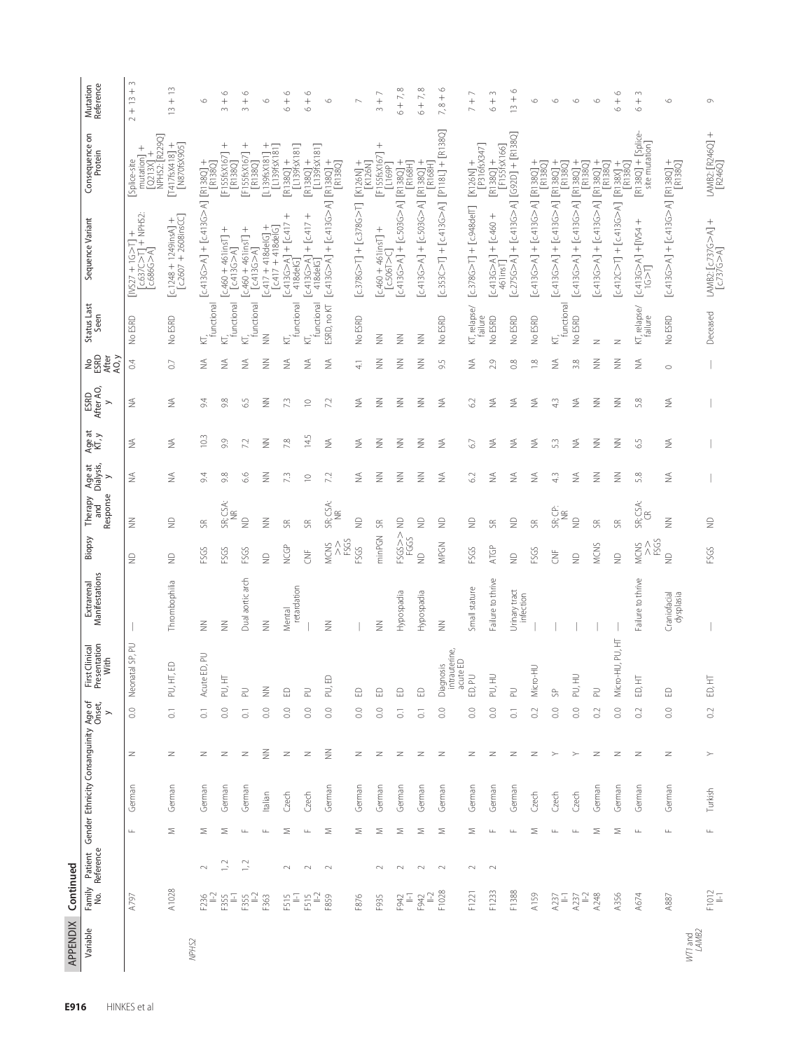APPENDIX Continued

| Variable | Family No. | Patient Reference | Gender | Ethnicity | Consanguinity | Age of Onset, y | First Clinical Presentation With | Extrarenal Manifestations | Biopsy | Therapy and Response | Age at Dialysis, y | Age at KT, y | ESRD After AO, y | No ESRD After AO, y | Status Last Seen | Sequence Variant | Consequence on Protein | Mutation Reference |
|---|---|---|---|---|---|---|---|---|---|---|---|---|---|---|---|---|---|---|
| | A797 | | F | German | N | 0.0 | Neonatal SP, PU | — | ND | NN | NA | NA | NA | 0.4 | No ESRD | [IVS27 + 1G>T] + [c.637C>T] + NPHS2: [c.686G>A] | [Splice-site mutation] + [Q213X] + NPHS2: [R229Q] | 2 + 13 + 3 |
| | A1028 | | M | German | N | 0.1 | PU, HT, ED | Thrombophilia | ND | ND | NA | NA | NA | 0.7 | No ESRD | [c.1248 + 1249insA] + [c.2607 + 2608insCC] | [T417fsX418] + [N870fsX905] | 13 + 13 |
| *NPHS2* | F236 II-2 | 2 | M | German | N | 0.1 | Acute ED, PU | NN | FSGS | SR | 9.4 | 10.3 | 9.4 | NA | KT, functional | [c.413G>A] + [c.413G>A] | [R138Q] + [R138Q] | 6 |
| | F355 II-1 | 1, 2 | M | German | N | 0.0 | PU, HT | NN | FSGS | SR; CSA: NR | 9.8 | 9.9 | 9.8 | NA | KT, functional | [c.460 + 461insT] + [c.413G>A] | [F155fsX167] + [R138Q] | 3 + 6 |
| | F355 II-2 | 1, 2 | F | German | N | 0.1 | PU | Dual aortic arch | FSGS | ND | 6.6 | 7.2 | 6.5 | NA | KT, functional | [c.460 + 461insT] + [c.413G>A] | [F155fsX167] + [R138Q] | 3 + 6 |
| | F363 | | F | Italian | NN | 0.0 | NN | NN | ND | NN | NN | NN | NN | NN | NN | [c.417 + 418delG] + [c.417 + 418delG] | [L139fsX181] + [L139fsX181] | 6 |
| | F515 II-1 | 2 | M | Czech | N | 0.0 | ED | Mental retardation | NCGP | SR | 7.3 | 7.8 | 7.3 | NA | KT, functional | [c.413G>A] + [c.417 + 418delG] | [R138Q] + [L139fsX181] | 6 + 6 |
| | F515 II-2 | 2 | F | Czech | N | 0.0 | PU | — | CNF | SR | 10 | 14.5 | 10 | NA | KT, functional | [c.413G>A] + [c.417 + 418delG] | [R138Q] + [L139fsX181] | 6 + 6 |
| | F859 | 2 | M | German | NN | 0.0 | PU, ED | NN | MCNS >> FSGS | SR; CSA: NR | 7.2 | NA | 7.2 | NA | ESRD, no KT | [c.413G>A] + [c.413G>A] | [R138Q] + [R138Q] | 6 |
| | F876 | | M | German | N | 0.0 | ED | — | FSGS | ND | NA | NA | NA | 4.1 | No ESRD | [c.378G>T] + [c.378G>T] | [K126N] + [K126N] | 7 |
| | F935 | 2 | M | German | N | 0.0 | ED | NN | minPGN | SR | NN | NN | NN | NN | NN | [c.460 + 461insT] + [c.506T>C] | [F155fsX167] + [L169P] | 3 + 7 |
| | F942 II-1 | 2 | M | German | N | 0.1 | ED | Hypospadia | FSGS >> FGGS | ND | NN | NN | NN | NN | NN | [c.413G>A] + [c.503G>A] | [R138Q] + [R168H] | 6 + 7, 8 |
| | F942 II-2 | 2 | M | German | N | 0.1 | ED | Hypospadia | ND | ND | NN | NN | NN | NN | NN | [c.413G>A] + [c.503G>A] | [R138Q] + [R168H] | 6 + 7, 8 |
| | F1028 | 2 | M | German | N | 0.0 | Diagnosis intrauterine, acute ED | NN | MPGN | ND | NA | NA | NA | 9.5 | No ESRD | [c.353C>T] + [c.413G>A] | [P118L] + [R138Q] | 7, 8 + 6 |
| | F1221 | 2 | M | German | N | 0.0 | ED, PU | Small stature | FSGS | ND | 6.2 | 6.7 | 6.2 | NA | KT, relapse/failure | [c.378G>T] + [c.948delT] | [K126N] + [P316fsX347] | 7 + 7 |
| | F1233 | 2 | F | German | N | 0.0 | PU, HU | Failure to thrive | ATGP | SR | NA | NA | NA | 2.9 | No ESRD | [c.413G>A] + [c.460 + 461insT] | [R138Q] + [F155fsX166] | 6 + 3 |
| | F1388 | | F | German | N | 0.1 | PU | Urinary tract infection | ND | ND | NA | NA | NA | 0.8 | No ESRD | [c.275G>A] + [c.413G>A] | [G92D] + [R138Q] | 13 + 6 |
| | A159 | | M | Czech | N | 0.2 | Micro-HU | — | FSGS | SR | NA | NA | NA | 1.8 | No ESRD | [c.413G>A] + [c.413G>A] | [R138Q] + [R138Q] | 6 |
| | A237 II-1 | | F | Czech | Y | 0.0 | SP | — | CNF | SR; CP: NR | 4.3 | 5.3 | 4.3 | NA | KT, functional | [c.413G>A] + [c.413G>A] | [R138Q] + [R138Q] | 6 |
| | A237 II-2 | | F | Czech | Y | 0.0 | PU, HU | — | ND | ND | NA | NA | NA | 3.8 | No ESRD | [c.413G>A] + [c.413G>A] | [R138Q] + [R138Q] | 6 |
| | A248 | | M | German | N | 0.2 | PU | — | MCNS | SR | NN | NN | NN | NN | N | [c.413G>A] + [c.413G>A] | [R138Q] + [R138Q] | 6 |
| | A356 | | M | German | N | 0.0 | Micro-HU, PU, HT | — | ND | SR | NN | NN | NN | NN | N | [c.412C>T] + [c.413G>A] | [R138X] + [R138Q] | 6 + 6 |
| | A674 | | F | German | N | 0.2 | ED, HT | Failure to thrive | MCNS >> FSGS | SR; CSA: CR | 5.8 | 6.5 | 5.8 | NA | KT, relapse/failure | [c.413G>A] + [IVS4 + 1G>T] | [R138Q] + [Splice-site mutation] | 6 + 3 |
| | A887 | | F | German | N | 0.0 | ED | Craniofacial dysplasia | ND | NN | NA | NA | NA | 0 | No ESRD | [c.413G>A] + [c.413G>A] | [R138Q] + [R138Q] | 6 |
| *WT1* and *LAMB2* | F1012 II-1 | | F | Turkish | Y | 0.2 | ED, HT | — | FSGS | ND | — | — | — | — | Deceased | LAMB2: [c.737G>A] + [c.737G>A] | LAMB2: [R246Q] + [R246Q] | 9 |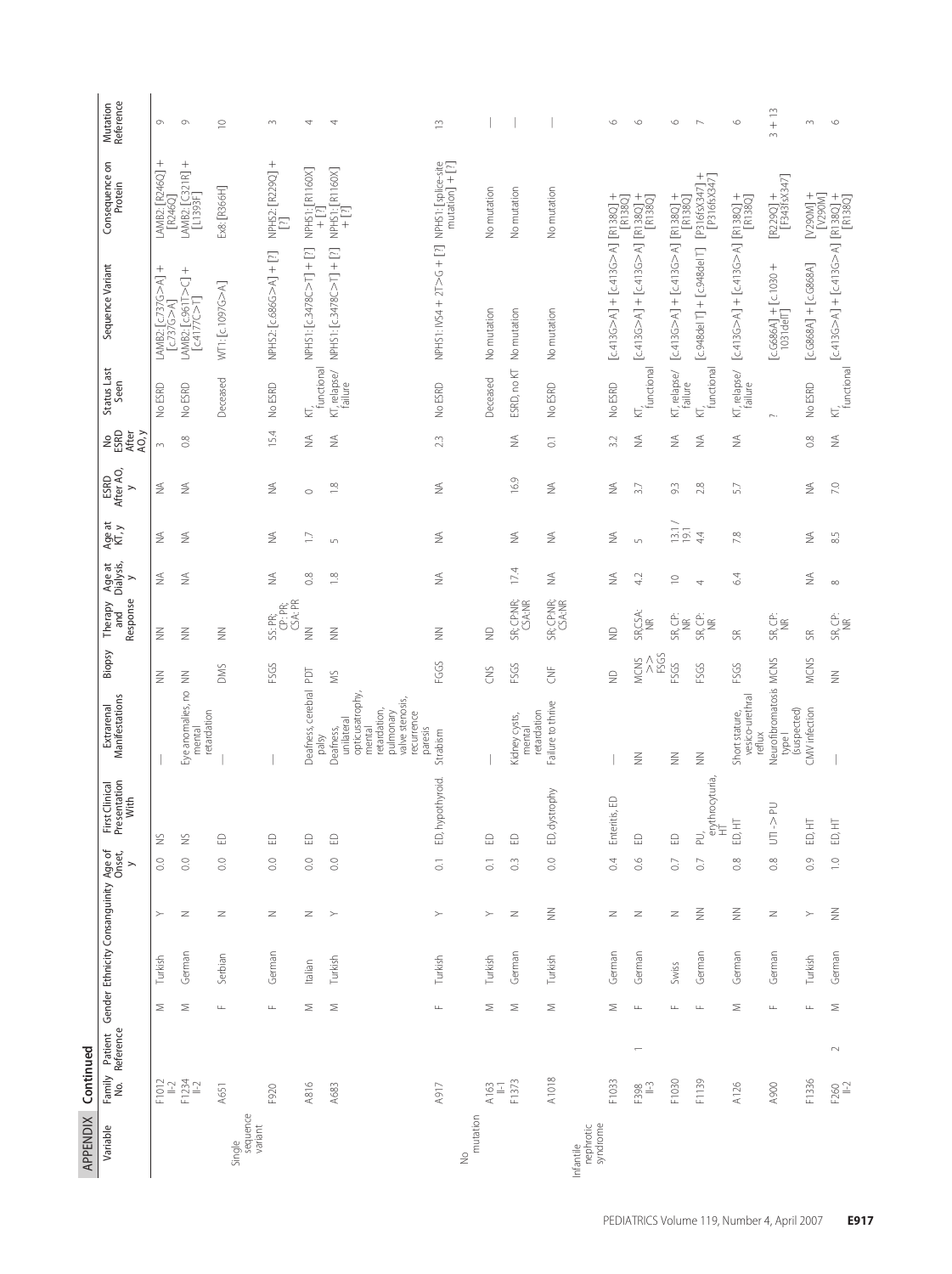APPENDIX Continued

| Variable | Family No. | Patient Reference | Gender | Ethnicity | Consanguinity | Age of Onset, y | First Clinical Presentation With | Extrarenal Manifestations | Biopsy | Therapy and Response | Age at Dialysis, y | Age at KT, y | ESRD After AO, y | No ESRD After AO, y | Status Last Seen | Sequence Variant | Consequence on Protein | Mutation Reference |
|---|---|---|---|---|---|---|---|---|---|---|---|---|---|---|---|---|---|---|
| | F1012 II-2 | | M | Turkish | Y | 0.0 | NS | — | NN | NN | NA | NA | NA | 3 | No ESRD | LAMB2: [c.737G>A] + [c.737G>A] | LAMB2: [R246Q] + [R246Q] | 9 |
| | F1234 II-2 | | M | German | N | 0.0 | NS | Eye anomales, no mental retardation | NN | NN | NA | NA | NA | 0.8 | No ESRD | LAMB2: [c.961T>C] + [c.4177C>T] | LAMB2: [C321R] + [L1393F] | 9 |
| Single sequence variant | A651 | | F | Serbian | N | 0.0 | ED | — | DMS | NN | | | | | Deceased | WT1: [c.1097G>A] | Ex8: [R366H] | 10 |
| | F920 | | F | German | N | 0.0 | ED | — | FSGS | SS: PR; CP: PR; CSA: PR | NA | NA | NA | 15.4 | No ESRD | NPHS2: [c.686G>A] + [?] | NPHS2: [R229Q] + [?] | 3 |
| | A816 | | M | Italian | N | 0.0 | ED | Deafness, cerebral palsy | PDT | NN | 0.8 | 1.7 | 0 | NA | KT, functional | NPHS1: [c.3478C>T] + [?] | NPHS1: [R1160X] + [?] | 4 |
| | A683 | | M | Turkish | Y | 0.0 | ED | Deafness, unilateral opticusatrophy, mental retardation, pulmonary valve stenosis, recurrence paresis | MS | NN | 1.8 | 5 | 1.8 | NA | KT, relapse/failure | NPHS1: [c.3478C>T] + [?] | NPHS1: [R1160X] + [?] | 4 |
| | A917 | | F | Turkish | Y | 0.1 | ED, hypothyroid. | Strabism | FGGS | NN | NA | NA | NA | 2.3 | No ESRD | NPHS1: IVS4 + 2T>G + [?] | NPHS1: [splice-site mutation] + [?] | 13 |
| No mutation | A163 II-1 | | M | Turkish | Y | 0.1 | ED | — | CNS | ND | | | | | Deceased | No mutation | No mutation | — |
| | F1373 | | M | German | N | 0.3 | ED | Kidney cysts, mental retardation | FSGS | SR; CP:NR; CSA:NR | 17.4 | NA | 16.9 | NA | ESRD, no KT | No mutation | No mutation | — |
| | A1018 | | M | Turkish | NN | 0.0 | ED, dystrophy | Failure to thrive | CNF | SR; CP:NR; CSA:NR | NA | NA | NA | 0.1 | No ESRD | No mutation | No mutation | — |
| Infantile nephrotic syndrome | F1033 | | M | German | N | 0.4 | Enteritis, ED | — | ND | ND | NA | NA | NA | 3.2 | No ESRD | [c.413G>A] + [c.413G>A] | [R138Q] + [R138Q] | 6 |
| | F398 II-3 | 1 | F | German | N | 0.6 | ED | NN | MCNS >> FSGS | SR;CSA: NR | 4.2 | 5 | 3.7 | NA | KT, functional | [c.413G>A] + [c.413G>A] | [R138Q] + [R138Q] | 6 |
| | F1030 | | F | Swiss | N | 0.7 | ED | NN | FSGS | SR, CP: NR | 10 | 13.1 / 19.1 | 9.3 | NA | KT, relapse/failure | [c.413G>A] + [c.413G>A] | [R138Q] + [R138Q] | 6 |
| | F1139 | | F | German | NN | 0.7 | PU, erythrocyturia, HT | NN | FSGS | SR, CP: NR | 4 | 4.4 | 2.8 | NA | KT, functional | [c.948del T] + [c.948del T] | [P316fsX347] + [P316fsX347] | 7 |
| | A126 | | M | German | NN | 0.8 | ED, HT | Short stature, vesico-urethral reflux | FSGS | SR | 6.4 | 7.8 | 5.7 | NA | KT, relapse/failure | [c.413G>A] + [c.413G>A] | [R138Q] + [R138Q] | 6 |
| | A900 | | F | German | N | 0.8 | UTI -> PU | Neurofibromatosis type I (suspected) | MCNS | SR, CP: NR | | | | | ? | [c.G686A] + [c.1030 + 1031delT] | [R229Q] + [F343fsX347] | 3 + 13 |
| | F1336 | | F | Turkish | Y | 0.9 | ED, HT | CMV infection | MCNS | SR | NA | NA | NA | 0.8 | No ESRD | [c.G868A] + [c.G868A] | [V290M] + [V290M] | 3 |
| | F260 II-2 | 2 | M | German | NN | 1.0 | ED, HT | — | NN | SR, CP: NR | 8 | 8.5 | 7.0 | NA | KT, functional | [c.413G>A] + [c.413G>A] | [R138Q] + [R138Q] | 6 |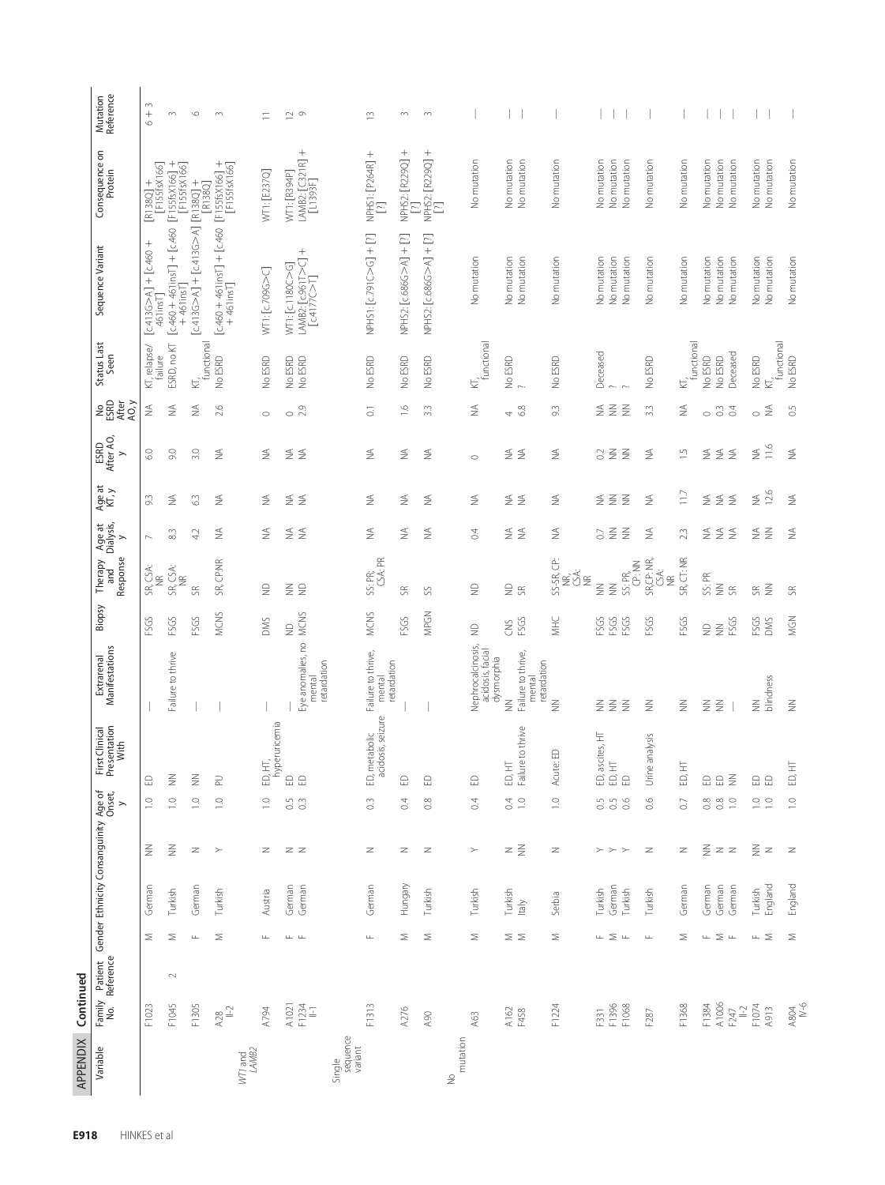## APPENDIX Continued

| Variable | Family No. | Patient Reference | Gender | Ethnicity | Consanguinity | Age of Onset, y | First Clinical Presentation With | Extrarenal Manifestations | Biopsy | Therapy and Response | Age at Dialysis, y | Age at KT, y | ESRD After AO, y | No ESRD After AO, y | Status Last Seen | Sequence Variant | Consequence on Protein | Mutation Reference |
|---|---|---|---|---|---|---|---|---|---|---|---|---|---|---|---|---|---|---|
| | F1023 | | M | German | NN | 1.0 | ED | — | FSGS | SR, CSA: NR | 7 | 9.3 | 6.0 | NA | KT, relapse/failure | [c.413G>A] + [c.460 + 461insT] | [R138Q] + [F155fsX166] | 6 + 3 |
| | F1045 | 2 | M | Turkish | NN | 1.0 | NN | Failure to thrive | FSGS | SR, CSA: NR | 8.3 | NA | 9.0 | NA | ESRD, no KT | [c.460 + 461insT] + [c.460 + 461insT] | [F155fsX166] + [F155fsX166] | 3 |
| | F1305 | | F | German | N | 1.0 | NN | — | FSGS | SR | 4.2 | 6.3 | 3.0 | NA | KT, functional | [c.413G>A] + [c.413G>A] | [R138Q] + [R138Q] | 6 |
| | A28 II-2 | | M | Turkish | Y | 1.0 | PU | — | MCNS | SR, CP:NR | NA | NA | NA | 2.6 | No ESRD | [c.460 + 461insT] + [c.460 + 461insT] | [F155fsX166] + [F155fsX166] | 3 |
| *WT1* and *LAMB2* | A794 | | F | Austria | N | 1.0 | ED, HT, hyperuricemia | — | DMS | ND | NA | NA | NA | 0 | No ESRD | WT1: [c.709G>C] | WT1: [E237Q] | 11 |
| | A1021 | | F | German | N | 0.5 | ED | — | ND | NN | NA | NA | NA | 0 | No ESRD | WT1: [c.1180C>G] | WT1: [R394P] | 12 |
| | F1234 I-1 | | F | German | N | 0.3 | ED | Eye anomalies, no mental retardation | MCNS | ND | NA | NA | NA | 2.9 | No ESRD | LAMB2: [c.961T>C] + [c.4177C>T] | LAMB2: [C321R] + [L1393F] | 9 |
| Single sequence variant | F1313 | | F | German | N | 0.3 | ED, metabolic acidosis, seizure | Failure to thrive, mental retardation | MCNS | SS: PR; CSA: PR | NA | NA | NA | 0.1 | No ESRD | NPHS1: [c.791C>G] + [?] | NPHS1: [P264R] + [?] | 13 |
| | A276 | | M | Hungary | N | 0.4 | ED | — | FSGS | SR | NA | NA | NA | 1.6 | No ESRD | NPHS2: [c.686G>A] + [?] | NPHS2: [R229Q] + [?] | 3 |
| | A90 | | M | Turkish | N | 0.8 | ED | — | MPGN | SS | NA | NA | NA | 3.3 | No ESRD | NPHS2: [c.686G>A] + [?] | NPHS2: [R229Q] + [?] | 3 |
| No mutation | A63 | | M | Turkish | Y | 0.4 | ED | Nephrocalcinosis, acidosis, facial dysmorphia | ND | ND | 0.4 | NA | 0 | NA | KT, functional | No mutation | No mutation | — |
| | A162 | | M | Turkish | N | 0.4 | ED, HT | NN | CNS | ND | NA | NA | NA | 4 | No ESRD | No mutation | No mutation | — |
| | F458 | | M | Italy | NN | 1.0 | Failure to thrive | Failure to thrive, mental retardation | FSGS | SR | NA | NA | NA | 6.8 | ? | No mutation | No mutation | — |
| | F1224 | | M | Serbia | N | 1.0 | Acute: ED | NN | MHC | SS-SR, CP: NR, CSA: NR | NA | NA | NA | 9.3 | No ESRD | No mutation | No mutation | — |
| | F331 | | F | Turkish | Y | 0.5 | ED, ascites, HT | NN | FSGS | NN | 0.7 | NA | 0.2 | NA | Deceased | No mutation | No mutation | — |
| | F1396 | | M | German | Y | 0.5 | ED, HT | NN | FSGS | NN | NN | NN | NN | NN | ? | No mutation | No mutation | — |
| | F1068 | | F | Turkish | Y | 0.6 | ED | NN | FSGS | SS: PR, CP: NN | NN | NN | NN | NN | ? | No mutation | No mutation | — |
| | F287 | | F | Turkish | N | 0.6 | Urine analysis | NN | FSGS | SR, CP: NR, CSA: NR | NA | NA | NA | 3.3 | No ESRD | No mutation | No mutation | — |
| | F1368 | | M | German | N | 0.7 | ED, HT | NN | FSGS | SR, CT: NR | 2.3 | 11.7 | 1.5 | NA | KT, functional | No mutation | No mutation | — |
| | F1384 | | F | German | NN | 0.8 | ED | NN | ND | SS: PR | NA | NA | NA | 0 | No ESRD | No mutation | No mutation | — |
| | A1006 | | M | German | N | 0.8 | ED | NN | NN | NN | NA | NA | NA | 0.3 | No ESRD | No mutation | No mutation | — |
| | F247 II-2 | | F | German | N | 1.0 | NN | — | FSGS | SR | NA | NA | NA | 0.4 | Deceased | No mutation | No mutation | — |
| | F1074 | | F | Turkish | NN | 1.0 | ED | NN | FSGS | SR | NA | NA | NA | 0 | No ESRD | No mutation | No mutation | — |
| | A913 | | M | England | N | 1.0 | ED | blindness | DMS | NN | NN | 12.6 | 11.6 | NA | KT, functional | No mutation | No mutation | — |
| | A804 IV-6 | | M | England | N | 1.0 | ED, HT | NN | MGN | SR | NA | NA | NA | 0.5 | No ESRD | No mutation | No mutation | — |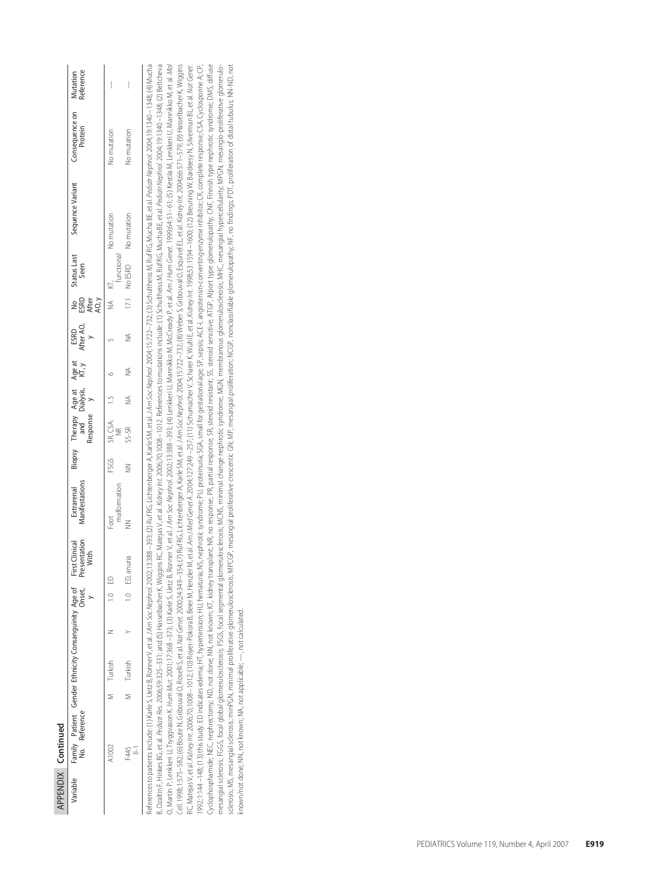APPENDIX Continued

| Variable | Family No. | Patient Reference | Gender | Ethnicity | Consanguinity | Age of Onset, y | First Clinical Presentation With | Extrarenal Manifestations | Biopsy | Therapy and Response | Age at Dialysis, y | Age at KT, y | ESRD After AO, y | No ESRD After AO, y | Status Last Seen | Sequence Variant | Consequence on Protein | Mutation Reference |
|---|---|---|---|---|---|---|---|---|---|---|---|---|---|---|---|---|---|---|
| | A1002 | | M | Turkish | N | 1.0 | ED | Foot malformation | FSGS | SR, CSA: NR | 1.5 | 6 | 5 | NA | KT, functional | No mutation | No mutation | — |
| | F445 II-1 | | M | Turkish | Y | 1.0 | ED, anuria | NN | NN | SS-SR | NA | NA | NA | 17.1 | No ESRD | No mutation | No mutation | — |

References to patients include: (1) Karle S, Uetz B, Ronner V, et al. *J Am Soc Nephrol*. 2002;13:388–393; (2) Ruf RG, Lichtenberger A, Karle SM, et al. *J Am Soc Nephrol*. 2004;15:722–732; (3) Schultheiss M, Ruf RG, Mucha BE, et al. *Pediatr Nephrol*. 2004;19:1340–1348; (4) Mucha B, Ozaltin F, Hinkes BG, et al. *Pediatr Res*. 2006;59:325–331; and (5) Hasselbacher K, Wiggins RC, Matejas V, et al. *Kidney Int*. 2006;70;1008–1012. References to mutations include: (1) Schultheiss M, Ruf RG, Mucha BE, et al. *Pediatr Nephrol*. 2004;19:1340–1348; (2) Beltcheva O, Martin P, Lenkkeri U, Tryggvason K. *Hum Mut*. 2001;17:368–373; (3) Karle S, Uetz B, Ronner V, et al. *J Am Soc Nephrol*. 2002;13:388–393; (4) Lenkkeri U, Männikkö M, McCready P, et al. *Am J Hum Genet*. 1999;64:51–61; (5) Kestilä M, Lenkkeri U, Männikkö M, et al. *Mol Cell*. 1998;1:575–582; (6) Boute N, Gribouval O, Roselli S, et al. *Nat Genet*. 2000;24:349–354; (7) Ruf RG, Lichtenberger A, Karle SM, et al. *J Am Soc Nephrol*. 2004;15:722–732; (8) Weber S, Gribouval O, Esquivel EL, et al. *Kidney Int*. 2004;66:571–579; (9) Hasselbacher K, Wiggins RC, Matejas V, et al. *Kidney Int*. 2006;70;1008–1012; (10) Royer-Pokora B, Beier M, Henzler M, et al. *Am J Med Genet A*. 2004;127:249–257; (11) Schumacher V, Schärer K, Wühl E, et al. *Kidney Int*. 1998;53:1594–1600; (12) Breuning W, Bardeesy N, Silverman BL, et al. *Nat Genet*. 1992;1:144–148; (13) this study. ED indicates edema; HT, hypertension; HU, hematuria; NS, nephrotic syndrome; PU, proteinuria; SGA, small for gestational age; SP, sepsis; ACE-I, angiotensin-converting enzyme inhibitor; CR, complete response; CSA, Cyclosporine A; CP, Cyclophosphamide; NEC, nephrectomy; ND, not done; NN, not known; KT, kidney transplant; NR, no response; PR, partial response; SR, steroid resistant; SS, steroid sensitive; ATGP, Alport type glomerulopathy; CNF, Finnish type nephrotic syndrome; DMS, diffuse mesangial sclerosis; FGGS, focal global glomerulosclerosis; FSGS, focal segmental glomerulosclerosis; MCNS, minimal change nephrotic syndrome; MGN, membranous glomerulosclerosis; MHC, mesangial hypercellularity; MPGN, mesangio-proliferative glomerulosclerosis; MS, mesangial sclerosis; minPGN, minimal proliferative glomerulosclerosis; MPCGP, mesangial proliferative crescentic GN; MP, mesangial proliferation; NCGP, nonclassifiable glomerulopathy; NF, no findings; PDT, proliferation of distal tubulus; NN-ND, not known/not done; NN, not known; NA, not applicable; —, not calculated.